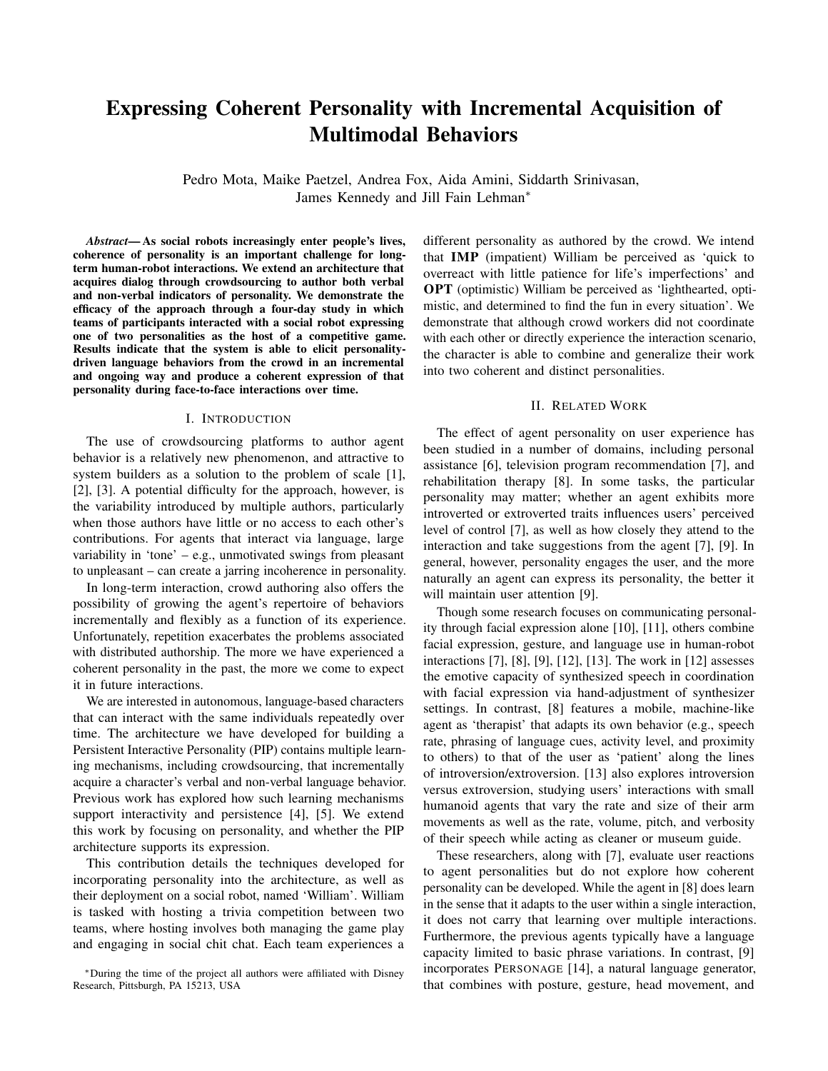# Expressing Coherent Personality with Incremental Acquisition of Multimodal Behaviors

Pedro Mota, Maike Paetzel, Andrea Fox, Aida Amini, Siddarth Srinivasan, James Kennedy and Jill Fain Lehman*

***Abstract*— As social robots increasingly enter people's lives, coherence of personality is an important challenge for long-term human-robot interactions. We extend an architecture that acquires dialog through crowdsourcing to author both verbal and non-verbal indicators of personality. We demonstrate the efficacy of the approach through a four-day study in which teams of participants interacted with a social robot expressing one of two personalities as the host of a competitive game. Results indicate that the system is able to elicit personality-driven language behaviors from the crowd in an incremental and ongoing way and produce a coherent expression of that personality during face-to-face interactions over time.**

## I. Introduction

The use of crowdsourcing platforms to author agent behavior is a relatively new phenomenon, and attractive to system builders as a solution to the problem of scale [1], [2], [3]. A potential difficulty for the approach, however, is the variability introduced by multiple authors, particularly when those authors have little or no access to each other's contributions. For agents that interact via language, large variability in 'tone' – e.g., unmotivated swings from pleasant to unpleasant – can create a jarring incoherence in personality.

In long-term interaction, crowd authoring also offers the possibility of growing the agent's repertoire of behaviors incrementally and flexibly as a function of its experience. Unfortunately, repetition exacerbates the problems associated with distributed authorship. The more we have experienced a coherent personality in the past, the more we come to expect it in future interactions.

We are interested in autonomous, language-based characters that can interact with the same individuals repeatedly over time. The architecture we have developed for building a Persistent Interactive Personality (PIP) contains multiple learning mechanisms, including crowdsourcing, that incrementally acquire a character's verbal and non-verbal language behavior. Previous work has explored how such learning mechanisms support interactivity and persistence [4], [5]. We extend this work by focusing on personality, and whether the PIP architecture supports its expression.

This contribution details the techniques developed for incorporating personality into the architecture, as well as their deployment on a social robot, named 'William'. William is tasked with hosting a trivia competition between two teams, where hosting involves both managing the game play and engaging in social chit chat. Each team experiences a different personality as authored by the crowd. We intend that **IMP** (impatient) William be perceived as 'quick to overreact with little patience for life's imperfections' and **OPT** (optimistic) William be perceived as 'lighthearted, optimistic, and determined to find the fun in every situation'. We demonstrate that although crowd workers did not coordinate with each other or directly experience the interaction scenario, the character is able to combine and generalize their work into two coherent and distinct personalities.

*During the time of the project all authors were affiliated with Disney Research, Pittsburgh, PA 15213, USA

## II. Related Work

The effect of agent personality on user experience has been studied in a number of domains, including personal assistance [6], television program recommendation [7], and rehabilitation therapy [8]. In some tasks, the particular personality may matter; whether an agent exhibits more introverted or extroverted traits influences users' perceived level of control [7], as well as how closely they attend to the interaction and take suggestions from the agent [7], [9]. In general, however, personality engages the user, and the more naturally an agent can express its personality, the better it will maintain user attention [9].

Though some research focuses on communicating personality through facial expression alone [10], [11], others combine facial expression, gesture, and language use in human-robot interactions [7], [8], [9], [12], [13]. The work in [12] assesses the emotive capacity of synthesized speech in coordination with facial expression via hand-adjustment of synthesizer settings. In contrast, [8] features a mobile, machine-like agent as 'therapist' that adapts its own behavior (e.g., speech rate, phrasing of language cues, activity level, and proximity to others) to that of the user as 'patient' along the lines of introversion/extroversion. [13] also explores introversion versus extroversion, studying users' interactions with small humanoid agents that vary the rate and size of their arm movements as well as the rate, volume, pitch, and verbosity of their speech while acting as cleaner or museum guide.

These researchers, along with [7], evaluate user reactions to agent personalities but do not explore how coherent personality can be developed. While the agent in [8] does learn in the sense that it adapts to the user within a single interaction, it does not carry that learning over multiple interactions. Furthermore, the previous agents typically have a language capacity limited to basic phrase variations. In contrast, [9] incorporates PERSONAGE [14], a natural language generator, that combines with posture, gesture, head movement, and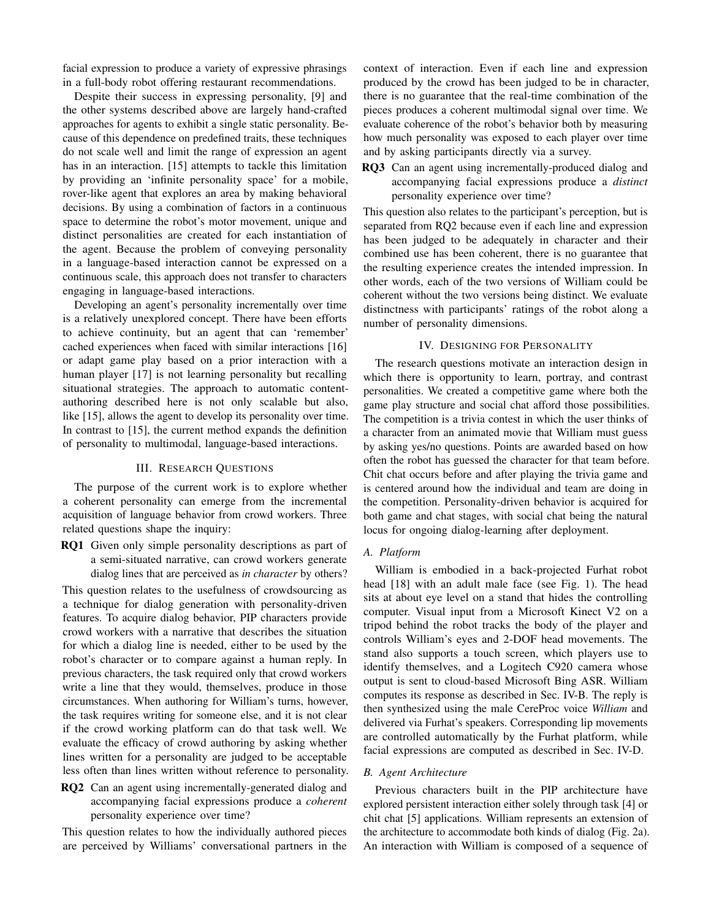facial expression to produce a variety of expressive phrasings in a full-body robot offering restaurant recommendations.

Despite their success in expressing personality, [9] and the other systems described above are largely hand-crafted approaches for agents to exhibit a single static personality. Because of this dependence on predefined traits, these techniques do not scale well and limit the range of expression an agent has in an interaction. [15] attempts to tackle this limitation by providing an 'infinite personality space' for a mobile, rover-like agent that explores an area by making behavioral decisions. By using a combination of factors in a continuous space to determine the robot's motor movement, unique and distinct personalities are created for each instantiation of the agent. Because the problem of conveying personality in a language-based interaction cannot be expressed on a continuous scale, this approach does not transfer to characters engaging in language-based interactions.

Developing an agent's personality incrementally over time is a relatively unexplored concept. There have been efforts to achieve continuity, but an agent that can 'remember' cached experiences when faced with similar interactions [16] or adapt game play based on a prior interaction with a human player [17] is not learning personality but recalling situational strategies. The approach to automatic content-authoring described here is not only scalable but also, like [15], allows the agent to develop its personality over time. In contrast to [15], the current method expands the definition of personality to multimodal, language-based interactions.

## III. Research Questions

The purpose of the current work is to explore whether a coherent personality can emerge from the incremental acquisition of language behavior from crowd workers. Three related questions shape the inquiry:

**RQ1** Given only simple personality descriptions as part of a semi-situated narrative, can crowd workers generate dialog lines that are perceived as *in character* by others?

This question relates to the usefulness of crowdsourcing as a technique for dialog generation with personality-driven features. To acquire dialog behavior, PIP characters provide crowd workers with a narrative that describes the situation for which a dialog line is needed, either to be used by the robot's character or to compare against a human reply. In previous characters, the task required only that crowd workers write a line that they would, themselves, produce in those circumstances. When authoring for William's turns, however, the task requires writing for someone else, and it is not clear if the crowd working platform can do that task well. We evaluate the efficacy of crowd authoring by asking whether lines written for a personality are judged to be acceptable less often than lines written without reference to personality.

**RQ2** Can an agent using incrementally-generated dialog and accompanying facial expressions produce a *coherent* personality experience over time?

This question relates to how the individually authored pieces are perceived by Williams' conversational partners in the context of interaction. Even if each line and expression produced by the crowd has been judged to be in character, there is no guarantee that the real-time combination of the pieces produces a coherent multimodal signal over time. We evaluate coherence of the robot's behavior both by measuring how much personality was exposed to each player over time and by asking participants directly via a survey.

**RQ3** Can an agent using incrementally-produced dialog and accompanying facial expressions produce a *distinct* personality experience over time?

This question also relates to the participant's perception, but is separated from RQ2 because even if each line and expression has been judged to be adequately in character and their combined use has been coherent, there is no guarantee that the resulting experience creates the intended impression. In other words, each of the two versions of William could be coherent without the two versions being distinct. We evaluate distinctness with participants' ratings of the robot along a number of personality dimensions.

## IV. Designing for Personality

The research questions motivate an interaction design in which there is opportunity to learn, portray, and contrast personalities. We created a competitive game where both the game play structure and social chat afford those possibilities. The competition is a trivia contest in which the user thinks of a character from an animated movie that William must guess by asking yes/no questions. Points are awarded based on how often the robot has guessed the character for that team before. Chit chat occurs before and after playing the trivia game and is centered around how the individual and team are doing in the competition. Personality-driven behavior is acquired for both game and chat stages, with social chat being the natural locus for ongoing dialog-learning after deployment.

### A. Platform

William is embodied in a back-projected Furhat robot head [18] with an adult male face (see Fig. 1). The head sits at about eye level on a stand that hides the controlling computer. Visual input from a Microsoft Kinect V2 on a tripod behind the robot tracks the body of the player and controls William's eyes and 2-DOF head movements. The stand also supports a touch screen, which players use to identify themselves, and a Logitech C920 camera whose output is sent to cloud-based Microsoft Bing ASR. William computes its response as described in Sec. IV-B. The reply is then synthesized using the male CereProc voice *William* and delivered via Furhat's speakers. Corresponding lip movements are controlled automatically by the Furhat platform, while facial expressions are computed as described in Sec. IV-D.

### B. Agent Architecture

Previous characters built in the PIP architecture have explored persistent interaction either solely through task [4] or chit chat [5] applications. William represents an extension of the architecture to accommodate both kinds of dialog (Fig. 2a). An interaction with William is composed of a sequence of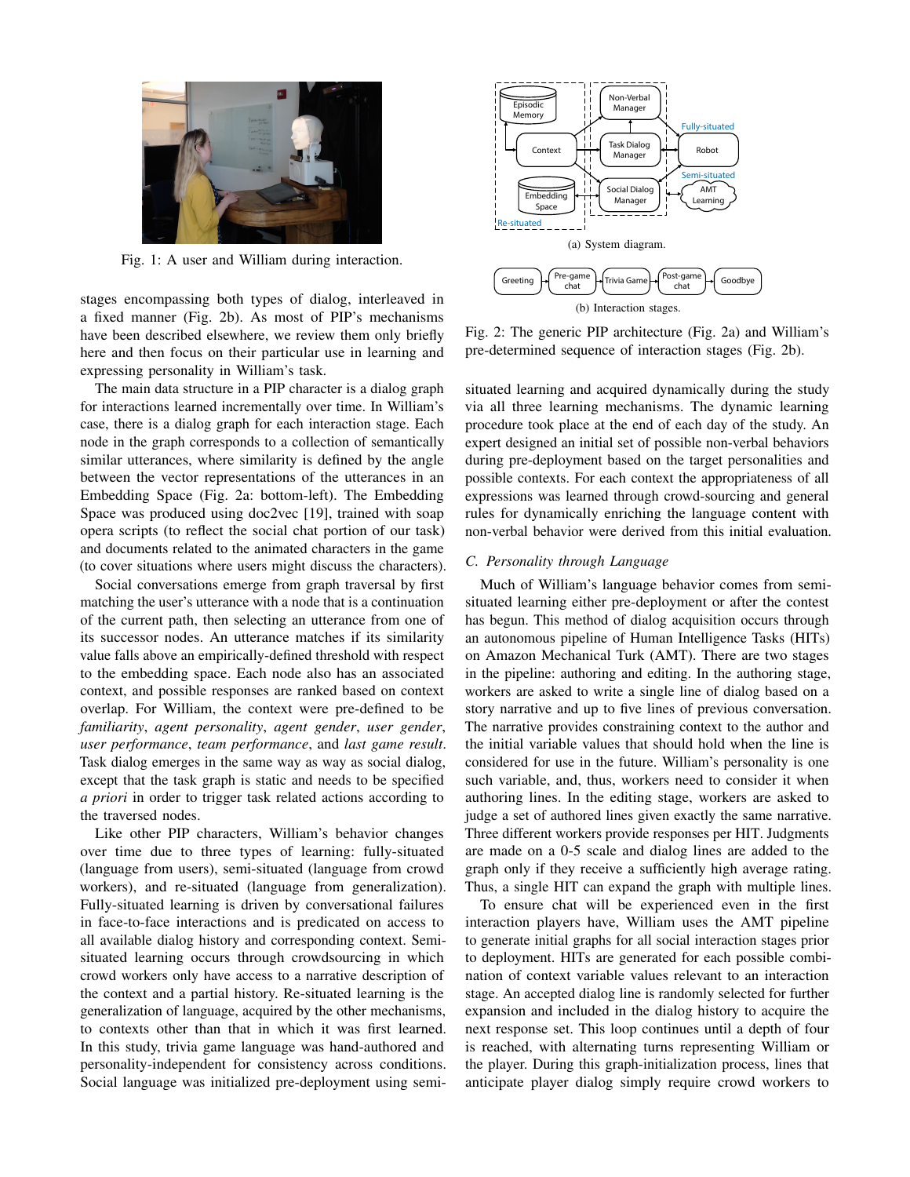Fig. 1: A user and William during interaction.

stages encompassing both types of dialog, interleaved in a fixed manner (Fig. 2b). As most of PIP's mechanisms have been described elsewhere, we review them only briefly here and then focus on their particular use in learning and expressing personality in William's task.

The main data structure in a PIP character is a dialog graph for interactions learned incrementally over time. In William's case, there is a dialog graph for each interaction stage. Each node in the graph corresponds to a collection of semantically similar utterances, where similarity is defined by the angle between the vector representations of the utterances in an Embedding Space (Fig. 2a: bottom-left). The Embedding Space was produced using doc2vec [19], trained with soap opera scripts (to reflect the social chat portion of our task) and documents related to the animated characters in the game (to cover situations where users might discuss the characters).

Social conversations emerge from graph traversal by first matching the user's utterance with a node that is a continuation of the current path, then selecting an utterance from one of its successor nodes. An utterance matches if its similarity value falls above an empirically-defined threshold with respect to the embedding space. Each node also has an associated context, and possible responses are ranked based on context overlap. For William, the context were pre-defined to be *familiarity*, *agent personality*, *agent gender*, *user gender*, *user performance*, *team performance*, and *last game result*. Task dialog emerges in the same way as way as social dialog, except that the task graph is static and needs to be specified *a priori* in order to trigger task related actions according to the traversed nodes.

Like other PIP characters, William's behavior changes over time due to three types of learning: fully-situated (language from users), semi-situated (language from crowd workers), and re-situated (language from generalization). Fully-situated learning is driven by conversational failures in face-to-face interactions and is predicated on access to all available dialog history and corresponding context. Semi-situated learning occurs through crowdsourcing in which crowd workers only have access to a narrative description of the context and a partial history. Re-situated learning is the generalization of language, acquired by the other mechanisms, to contexts other than that in which it was first learned. In this study, trivia game language was hand-authored and personality-independent for consistency across conditions. Social language was initialized pre-deployment using semi-situated learning and acquired dynamically during the study via all three learning mechanisms. The dynamic learning procedure took place at the end of each day of the study. An expert designed an initial set of possible non-verbal behaviors during pre-deployment based on the target personalities and possible contexts. For each context the appropriateness of all expressions was learned through crowd-sourcing and general rules for dynamically enriching the language content with non-verbal behavior were derived from this initial evaluation.

(a) System diagram.

(b) Interaction stages.

Fig. 2: The generic PIP architecture (Fig. 2a) and William's pre-determined sequence of interaction stages (Fig. 2b).

### C. Personality through Language

Much of William's language behavior comes from semi-situated learning either pre-deployment or after the contest has begun. This method of dialog acquisition occurs through an autonomous pipeline of Human Intelligence Tasks (HITs) on Amazon Mechanical Turk (AMT). There are two stages in the pipeline: authoring and editing. In the authoring stage, workers are asked to write a single line of dialog based on a story narrative and up to five lines of previous conversation. The narrative provides constraining context to the author and the initial variable values that should hold when the line is considered for use in the future. William's personality is one such variable, and, thus, workers need to consider it when authoring lines. In the editing stage, workers are asked to judge a set of authored lines given exactly the same narrative. Three different workers provide responses per HIT. Judgments are made on a 0-5 scale and dialog lines are added to the graph only if they receive a sufficiently high average rating. Thus, a single HIT can expand the graph with multiple lines.

To ensure chat will be experienced even in the first interaction players have, William uses the AMT pipeline to generate initial graphs for all social interaction stages prior to deployment. HITs are generated for each possible combination of context variable values relevant to an interaction stage. An accepted dialog line is randomly selected for further expansion and included in the dialog history to acquire the next response set. This loop continues until a depth of four is reached, with alternating turns representing William or the player. During this graph-initialization process, lines that anticipate player dialog simply require crowd workers to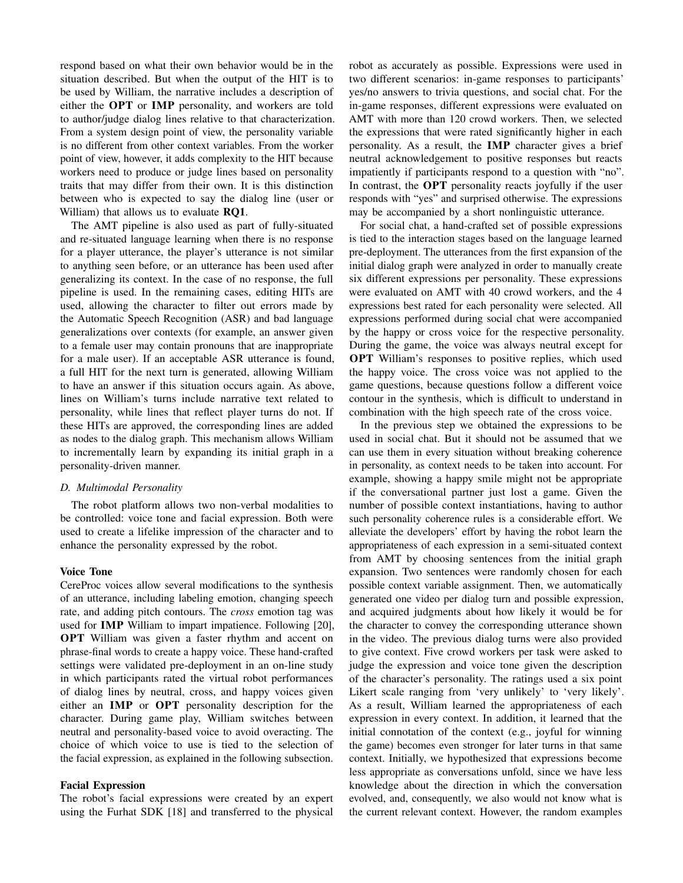respond based on what their own behavior would be in the situation described. But when the output of the HIT is to be used by William, the narrative includes a description of either the **OPT** or **IMP** personality, and workers are told to author/judge dialog lines relative to that characterization. From a system design point of view, the personality variable is no different from other context variables. From the worker point of view, however, it adds complexity to the HIT because workers need to produce or judge lines based on personality traits that may differ from their own. It is this distinction between who is expected to say the dialog line (user or William) that allows us to evaluate **RQ1**.

The AMT pipeline is also used as part of fully-situated and re-situated language learning when there is no response for a player utterance, the player's utterance is not similar to anything seen before, or an utterance has been used after generalizing its context. In the case of no response, the full pipeline is used. In the remaining cases, editing HITs are used, allowing the character to filter out errors made by the Automatic Speech Recognition (ASR) and bad language generalizations over contexts (for example, an answer given to a female user may contain pronouns that are inappropriate for a male user). If an acceptable ASR utterance is found, a full HIT for the next turn is generated, allowing William to have an answer if this situation occurs again. As above, lines on William's turns include narrative text related to personality, while lines that reflect player turns do not. If these HITs are approved, the corresponding lines are added as nodes to the dialog graph. This mechanism allows William to incrementally learn by expanding its initial graph in a personality-driven manner.

### D. Multimodal Personality

The robot platform allows two non-verbal modalities to be controlled: voice tone and facial expression. Both were used to create a lifelike impression of the character and to enhance the personality expressed by the robot.

#### Voice Tone

CereProc voices allow several modifications to the synthesis of an utterance, including labeling emotion, changing speech rate, and adding pitch contours. The *cross* emotion tag was used for **IMP** William to impart impatience. Following [20], **OPT** William was given a faster rhythm and accent on phrase-final words to create a happy voice. These hand-crafted settings were validated pre-deployment in an on-line study in which participants rated the virtual robot performances of dialog lines by neutral, cross, and happy voices given either an **IMP** or **OPT** personality description for the character. During game play, William switches between neutral and personality-based voice to avoid overacting. The choice of which voice to use is tied to the selection of the facial expression, as explained in the following subsection.

#### Facial Expression

The robot's facial expressions were created by an expert using the Furhat SDK [18] and transferred to the physical robot as accurately as possible. Expressions were used in two different scenarios: in-game responses to participants' yes/no answers to trivia questions, and social chat. For the in-game responses, different expressions were evaluated on AMT with more than 120 crowd workers. Then, we selected the expressions that were rated significantly higher in each personality. As a result, the **IMP** character gives a brief neutral acknowledgement to positive responses but reacts impatiently if participants respond to a question with "no". In contrast, the **OPT** personality reacts joyfully if the user responds with "yes" and surprised otherwise. The expressions may be accompanied by a short nonlinguistic utterance.

For social chat, a hand-crafted set of possible expressions is tied to the interaction stages based on the language learned pre-deployment. The utterances from the first expansion of the initial dialog graph were analyzed in order to manually create six different expressions per personality. These expressions were evaluated on AMT with 40 crowd workers, and the 4 expressions best rated for each personality were selected. All expressions performed during social chat were accompanied by the happy or cross voice for the respective personality. During the game, the voice was always neutral except for **OPT** William's responses to positive replies, which used the happy voice. The cross voice was not applied to the game questions, because questions follow a different voice contour in the synthesis, which is difficult to understand in combination with the high speech rate of the cross voice.

In the previous step we obtained the expressions to be used in social chat. But it should not be assumed that we can use them in every situation without breaking coherence in personality, as context needs to be taken into account. For example, showing a happy smile might not be appropriate if the conversational partner just lost a game. Given the number of possible context instantiations, having to author such personality coherence rules is a considerable effort. We alleviate the developers' effort by having the robot learn the appropriateness of each expression in a semi-situated context from AMT by choosing sentences from the initial graph expansion. Two sentences were randomly chosen for each possible context variable assignment. Then, we automatically generated one video per dialog turn and possible expression, and acquired judgments about how likely it would be for the character to convey the corresponding utterance shown in the video. The previous dialog turns were also provided to give context. Five crowd workers per task were asked to judge the expression and voice tone given the description of the character's personality. The ratings used a six point Likert scale ranging from 'very unlikely' to 'very likely'. As a result, William learned the appropriateness of each expression in every context. In addition, it learned that the initial connotation of the context (e.g., joyful for winning the game) becomes even stronger for later turns in that same context. Initially, we hypothesized that expressions become less appropriate as conversations unfold, since we have less knowledge about the direction in which the conversation evolved, and, consequently, we also would not know what is the current relevant context. However, the random examples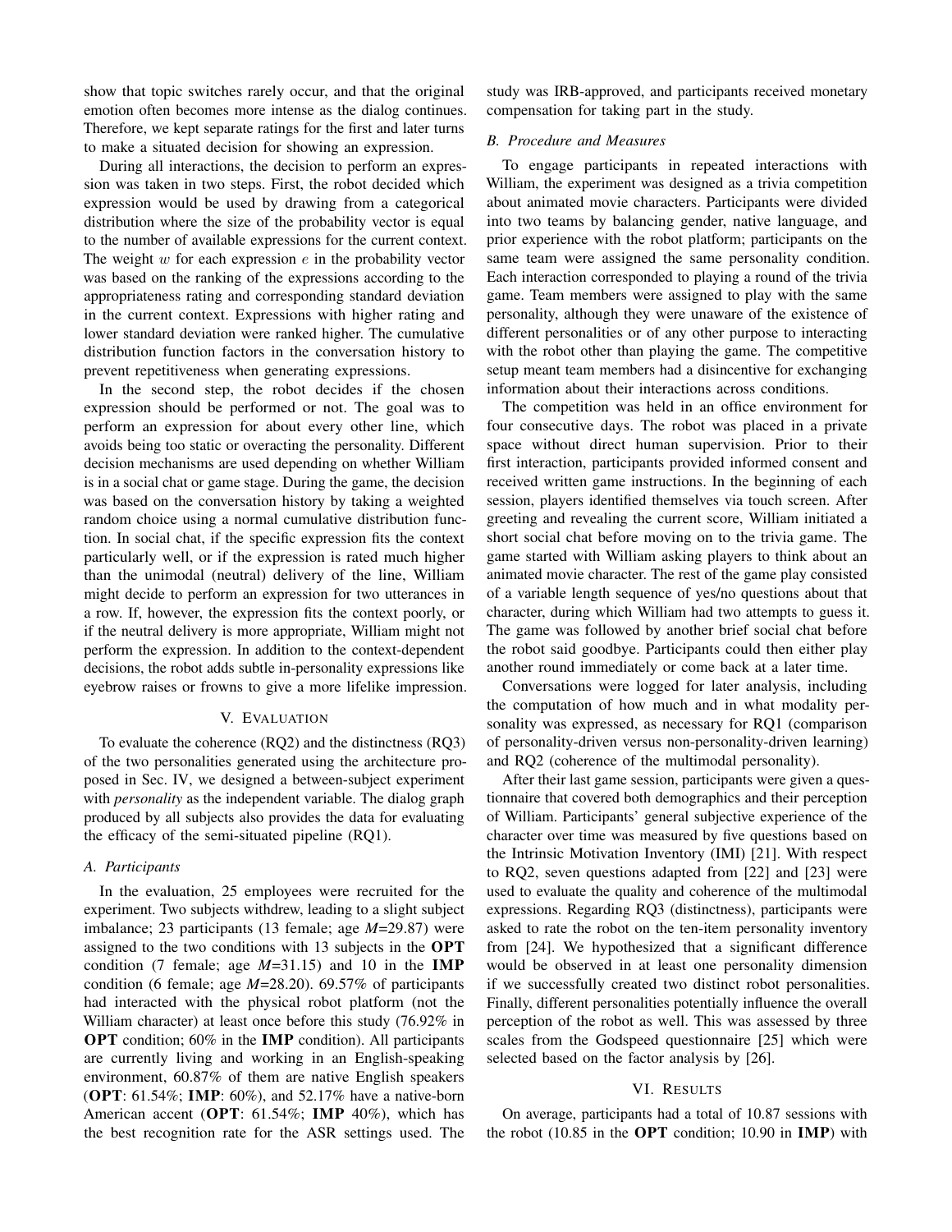show that topic switches rarely occur, and that the original emotion often becomes more intense as the dialog continues. Therefore, we kept separate ratings for the first and later turns to make a situated decision for showing an expression.

During all interactions, the decision to perform an expression was taken in two steps. First, the robot decided which expression would be used by drawing from a categorical distribution where the size of the probability vector is equal to the number of available expressions for the current context. The weight $w$ for each expression $e$ in the probability vector was based on the ranking of the expressions according to the appropriateness rating and corresponding standard deviation in the current context. Expressions with higher rating and lower standard deviation were ranked higher. The cumulative distribution function factors in the conversation history to prevent repetitiveness when generating expressions.

In the second step, the robot decides if the chosen expression should be performed or not. The goal was to perform an expression for about every other line, which avoids being too static or overacting the personality. Different decision mechanisms are used depending on whether William is in a social chat or game stage. During the game, the decision was based on the conversation history by taking a weighted random choice using a normal cumulative distribution function. In social chat, if the specific expression fits the context particularly well, or if the expression is rated much higher than the unimodal (neutral) delivery of the line, William might decide to perform an expression for two utterances in a row. If, however, the expression fits the context poorly, or if the neutral delivery is more appropriate, William might not perform the expression. In addition to the context-dependent decisions, the robot adds subtle in-personality expressions like eyebrow raises or frowns to give a more lifelike impression.

## V. Evaluation

To evaluate the coherence (RQ2) and the distinctness (RQ3) of the two personalities generated using the architecture proposed in Sec. IV, we designed a between-subject experiment with *personality* as the independent variable. The dialog graph produced by all subjects also provides the data for evaluating the efficacy of the semi-situated pipeline (RQ1).

### A. Participants

In the evaluation, 25 employees were recruited for the experiment. Two subjects withdrew, leading to a slight subject imbalance; 23 participants (13 female; age *M*=29.87) were assigned to the two conditions with 13 subjects in the **OPT** condition (7 female; age *M*=31.15) and 10 in the **IMP** condition (6 female; age *M*=28.20). 69.57% of participants had interacted with the physical robot platform (not the William character) at least once before this study (76.92% in **OPT** condition; 60% in the **IMP** condition). All participants are currently living and working in an English-speaking environment, 60.87% of them are native English speakers (**OPT**: 61.54%; **IMP**: 60%), and 52.17% have a native-born American accent (**OPT**: 61.54%; **IMP** 40%), which has the best recognition rate for the ASR settings used. The study was IRB-approved, and participants received monetary compensation for taking part in the study.

### B. Procedure and Measures

To engage participants in repeated interactions with William, the experiment was designed as a trivia competition about animated movie characters. Participants were divided into two teams by balancing gender, native language, and prior experience with the robot platform; participants on the same team were assigned the same personality condition. Each interaction corresponded to playing a round of the trivia game. Team members were assigned to play with the same personality, although they were unaware of the existence of different personalities or of any other purpose to interacting with the robot other than playing the game. The competitive setup meant team members had a disincentive for exchanging information about their interactions across conditions.

The competition was held in an office environment for four consecutive days. The robot was placed in a private space without direct human supervision. Prior to their first interaction, participants provided informed consent and received written game instructions. In the beginning of each session, players identified themselves via touch screen. After greeting and revealing the current score, William initiated a short social chat before moving on to the trivia game. The game started with William asking players to think about an animated movie character. The rest of the game play consisted of a variable length sequence of yes/no questions about that character, during which William had two attempts to guess it. The game was followed by another brief social chat before the robot said goodbye. Participants could then either play another round immediately or come back at a later time.

Conversations were logged for later analysis, including the computation of how much and in what modality personality was expressed, as necessary for RQ1 (comparison of personality-driven versus non-personality-driven learning) and RQ2 (coherence of the multimodal personality).

After their last game session, participants were given a questionnaire that covered both demographics and their perception of William. Participants' general subjective experience of the character over time was measured by five questions based on the Intrinsic Motivation Inventory (IMI) [21]. With respect to RQ2, seven questions adapted from [22] and [23] were used to evaluate the quality and coherence of the multimodal expressions. Regarding RQ3 (distinctness), participants were asked to rate the robot on the ten-item personality inventory from [24]. We hypothesized that a significant difference would be observed in at least one personality dimension if we successfully created two distinct robot personalities. Finally, different personalities potentially influence the overall perception of the robot as well. This was assessed by three scales from the Godspeed questionnaire [25] which were selected based on the factor analysis by [26].

## VI. Results

On average, participants had a total of 10.87 sessions with the robot (10.85 in the **OPT** condition; 10.90 in **IMP**) with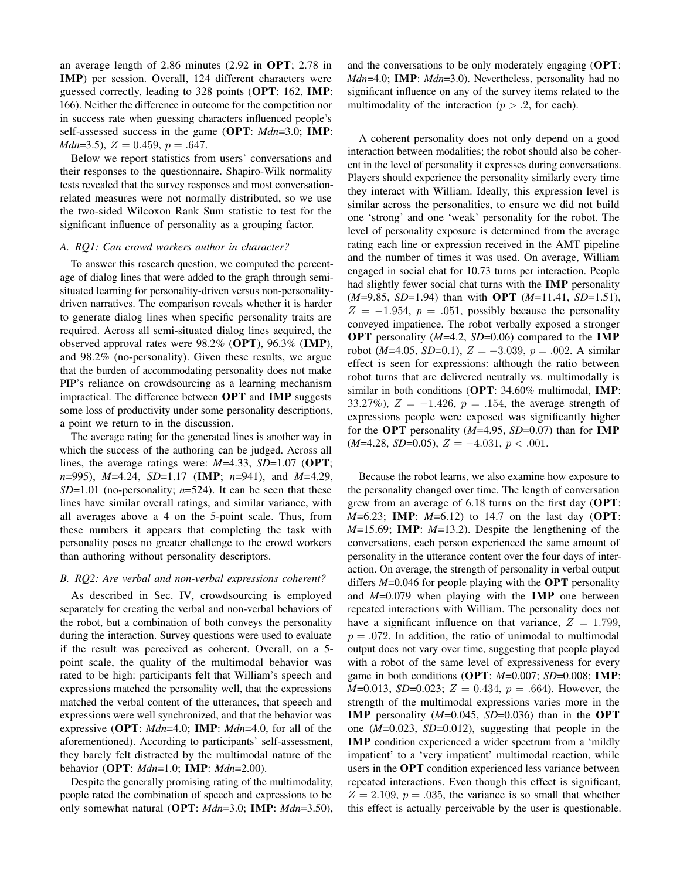an average length of 2.86 minutes (2.92 in **OPT**; 2.78 in **IMP**) per session. Overall, 124 different characters were guessed correctly, leading to 328 points (**OPT**: 162, **IMP**: 166). Neither the difference in outcome for the competition nor in success rate when guessing characters influenced people's self-assessed success in the game (**OPT**: *Mdn*=3.0; **IMP**: *Mdn*=3.5), $Z = 0.459$, $p = .647$.

Below we report statistics from users' conversations and their responses to the questionnaire. Shapiro-Wilk normality tests revealed that the survey responses and most conversation-related measures were not normally distributed, so we use the two-sided Wilcoxon Rank Sum statistic to test for the significant influence of personality as a grouping factor.

### *A. RQ1: Can crowd workers author in character?*

To answer this research question, we computed the percentage of dialog lines that were added to the graph through semi-situated learning for personality-driven versus non-personality-driven narratives. The comparison reveals whether it is harder to generate dialog lines when specific personality traits are required. Across all semi-situated dialog lines acquired, the observed approval rates were 98.2% (**OPT**), 96.3% (**IMP**), and 98.2% (no-personality). Given these results, we argue that the burden of accommodating personality does not make PIP's reliance on crowdsourcing as a learning mechanism impractical. The difference between **OPT** and **IMP** suggests some loss of productivity under some personality descriptions, a point we return to in the discussion.

The average rating for the generated lines is another way in which the success of the authoring can be judged. Across all lines, the average ratings were: *M*=4.33, *SD*=1.07 (**OPT**; *n*=995), *M*=4.24, *SD*=1.17 (**IMP**; *n*=941), and *M*=4.29, *SD*=1.01 (no-personality; *n*=524). It can be seen that these lines have similar overall ratings, and similar variance, with all averages above a 4 on the 5-point scale. Thus, from these numbers it appears that completing the task with personality poses no greater challenge to the crowd workers than authoring without personality descriptors.

### *B. RQ2: Are verbal and non-verbal expressions coherent?*

As described in Sec. IV, crowdsourcing is employed separately for creating the verbal and non-verbal behaviors of the robot, but a combination of both conveys the personality during the interaction. Survey questions were used to evaluate if the result was perceived as coherent. Overall, on a 5-point scale, the quality of the multimodal behavior was rated to be high: participants felt that William's speech and expressions matched the personality well, that the expressions matched the verbal content of the utterances, that speech and expressions were well synchronized, and that the behavior was expressive (**OPT**: *Mdn*=4.0; **IMP**: *Mdn*=4.0, for all of the aforementioned). According to participants' self-assessment, they barely felt distracted by the multimodal nature of the behavior (**OPT**: *Mdn*=1.0; **IMP**: *Mdn*=2.00).

Despite the generally promising rating of the multimodality, people rated the combination of speech and expressions to be only somewhat natural (**OPT**: *Mdn*=3.0; **IMP**: *Mdn*=3.50), and the conversations to be only moderately engaging (**OPT**: *Mdn*=4.0; **IMP**: *Mdn*=3.0). Nevertheless, personality had no significant influence on any of the survey items related to the multimodality of the interaction ($p > .2$, for each).

A coherent personality does not only depend on a good interaction between modalities; the robot should also be coherent in the level of personality it expresses during conversations. Players should experience the personality similarly every time they interact with William. Ideally, this expression level is similar across the personalities, to ensure we did not build one 'strong' and one 'weak' personality for the robot. The level of personality exposure is determined from the average rating each line or expression received in the AMT pipeline and the number of times it was used. On average, William engaged in social chat for 10.73 turns per interaction. People had slightly fewer social chat turns with the **IMP** personality (*M*=9.85, *SD*=1.94) than with **OPT** (*M*=11.41, *SD*=1.51), $Z = -1.954$, $p = .051$, possibly because the personality conveyed impatience. The robot verbally exposed a stronger **OPT** personality (*M*=4.2, *SD*=0.06) compared to the **IMP** robot (*M*=4.05, *SD*=0.1), $Z = -3.039$, $p = .002$. A similar effect is seen for expressions: although the ratio between robot turns that are delivered neutrally vs. multimodally is similar in both conditions (**OPT**: 34.60% multimodal, **IMP**: 33.27%), $Z = -1.426$, $p = .154$, the average strength of expressions people were exposed was significantly higher for the **OPT** personality (*M*=4.95, *SD*=0.07) than for **IMP** (*M*=4.28, *SD*=0.05), $Z = -4.031$, $p < .001$.

Because the robot learns, we also examine how exposure to the personality changed over time. The length of conversation grew from an average of 6.18 turns on the first day (**OPT**: *M*=6.23; **IMP**: *M*=6.12) to 14.7 on the last day (**OPT**: *M*=15.69; **IMP**: *M*=13.2). Despite the lengthening of the conversations, each person experienced the same amount of personality in the utterance content over the four days of interaction. On average, the strength of personality in verbal output differs *M*=0.046 for people playing with the **OPT** personality and *M*=0.079 when playing with the **IMP** one between repeated interactions with William. The personality does not have a significant influence on that variance, $Z = 1.799$, $p = .072$. In addition, the ratio of unimodal to multimodal output does not vary over time, suggesting that people played with a robot of the same level of expressiveness for every game in both conditions (**OPT**: *M*=0.007; *SD*=0.008; **IMP**: *M*=0.013, *SD*=0.023; $Z = 0.434$, $p = .664$). However, the strength of the multimodal expressions varies more in the **IMP** personality (*M*=0.045, *SD*=0.036) than in the **OPT** one (*M*=0.023, *SD*=0.012), suggesting that people in the **IMP** condition experienced a wider spectrum from a 'mildly impatient' to a 'very impatient' multimodal reaction, while users in the **OPT** condition experienced less variance between repeated interactions. Even though this effect is significant, $Z = 2.109$, $p = .035$, the variance is so small that whether this effect is actually perceivable by the user is questionable.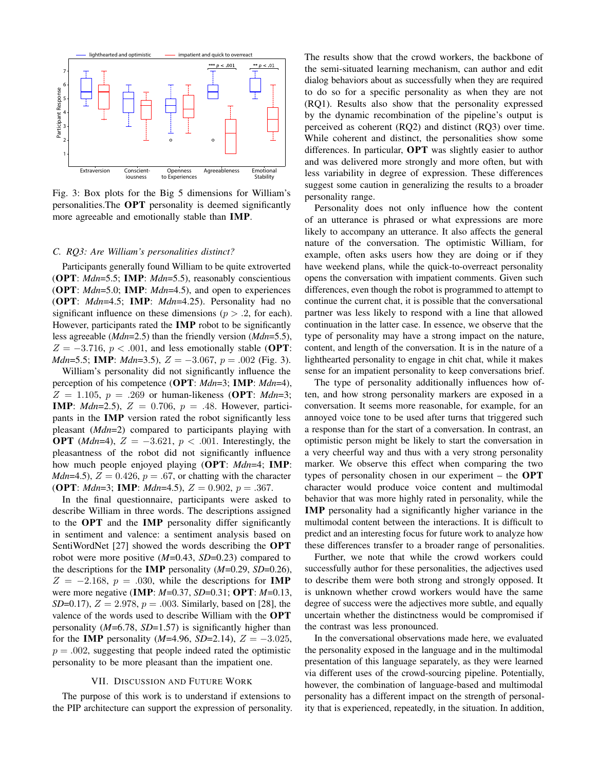Fig. 3: Box plots for the Big 5 dimensions for William's personalities.The **OPT** personality is deemed significantly more agreeable and emotionally stable than **IMP**.

### C. RQ3: Are William's personalities distinct?

Participants generally found William to be quite extroverted (**OPT**: *Mdn*=5.5; **IMP**: *Mdn*=5.5), reasonably conscientious (**OPT**: *Mdn*=5.0; **IMP**: *Mdn*=4.5), and open to experiences (**OPT**: *Mdn*=4.5; **IMP**: *Mdn*=4.25). Personality had no significant influence on these dimensions ($p > .2$, for each). However, participants rated the **IMP** robot to be significantly less agreeable (*Mdn*=2.5) than the friendly version (*Mdn*=5.5), $Z = -3.716$, $p < .001$, and less emotionally stable (**OPT**: *Mdn*=5.5; **IMP**: *Mdn*=3.5), $Z = -3.067$, $p = .002$ (Fig. 3).

William's personality did not significantly influence the perception of his competence (**OPT**: *Mdn*=3; **IMP**: *Mdn*=4), $Z = 1.105$, $p = .269$ or human-likeness (**OPT**: *Mdn*=3; **IMP**: *Mdn*=2.5), $Z = 0.706$, $p = .48$. However, participants in the **IMP** version rated the robot significantly less pleasant (*Mdn*=2) compared to participants playing with **OPT** (*Mdn*=4), $Z = -3.621$, $p < .001$. Interestingly, the pleasantness of the robot did not significantly influence how much people enjoyed playing (**OPT**: *Mdn*=4; **IMP**: *Mdn*=4.5), $Z = 0.426$, $p = .67$, or chatting with the character (**OPT**: *Mdn*=3; **IMP**: *Mdn*=4.5), $Z = 0.902$, $p = .367$.

In the final questionnaire, participants were asked to describe William in three words. The descriptions assigned to the **OPT** and the **IMP** personality differ significantly in sentiment and valence: a sentiment analysis based on SentiWordNet [27] showed the words describing the **OPT** robot were more positive (*M*=0.43, *SD*=0.23) compared to the descriptions for the **IMP** personality (*M*=0.29, *SD*=0.26), $Z = -2.168$, $p = .030$, while the descriptions for **IMP** were more negative (**IMP**: *M*=0.37, *SD*=0.31; **OPT**: *M*=0.13, *SD*=0.17), $Z = 2.978$, $p = .003$. Similarly, based on [28], the valence of the words used to describe William with the **OPT** personality (*M*=6.78, *SD*=1.57) is significantly higher than for the **IMP** personality (*M*=4.96, *SD*=2.14), $Z = -3.025$, $p = .002$, suggesting that people indeed rated the optimistic personality to be more pleasant than the impatient one.

## VII. Discussion and Future Work

The purpose of this work is to understand if extensions to the PIP architecture can support the expression of personality. The results show that the crowd workers, the backbone of the semi-situated learning mechanism, can author and edit dialog behaviors about as successfully when they are required to do so for a specific personality as when they are not (RQ1). Results also show that the personality expressed by the dynamic recombination of the pipeline's output is perceived as coherent (RQ2) and distinct (RQ3) over time. While coherent and distinct, the personalities show some differences. In particular, **OPT** was slightly easier to author and was delivered more strongly and more often, but with less variability in degree of expression. These differences suggest some caution in generalizing the results to a broader personality range.

Personality does not only influence how the content of an utterance is phrased or what expressions are more likely to accompany an utterance. It also affects the general nature of the conversation. The optimistic William, for example, often asks users how they are doing or if they have weekend plans, while the quick-to-overreact personality opens the conversation with impatient comments. Given such differences, even though the robot is programmed to attempt to continue the current chat, it is possible that the conversational partner was less likely to respond with a line that allowed continuation in the latter case. In essence, we observe that the type of personality may have a strong impact on the nature, content, and length of the conversation. It is in the nature of a lighthearted personality to engage in chit chat, while it makes sense for an impatient personality to keep conversations brief.

The type of personality additionally influences how often, and how strong personality markers are exposed in a conversation. It seems more reasonable, for example, for an annoyed voice tone to be used after turns that triggered such a response than for the start of a conversation. In contrast, an optimistic person might be likely to start the conversation in a very cheerful way and thus with a very strong personality marker. We observe this effect when comparing the two types of personality chosen in our experiment – the **OPT** character would produce voice content and multimodal behavior that was more highly rated in personality, while the **IMP** personality had a significantly higher variance in the multimodal content between the interactions. It is difficult to predict and an interesting focus for future work to analyze how these differences transfer to a broader range of personalities.

Further, we note that while the crowd workers could successfully author for these personalities, the adjectives used to describe them were both strong and strongly opposed. It is unknown whether crowd workers would have the same degree of success were the adjectives more subtle, and equally uncertain whether the distinctness would be compromised if the contrast was less pronounced.

In the conversational observations made here, we evaluated the personality exposed in the language and in the multimodal presentation of this language separately, as they were learned via different uses of the crowd-sourcing pipeline. Potentially, however, the combination of language-based and multimodal personality has a different impact on the strength of personality that is experienced, repeatedly, in the situation. In addition,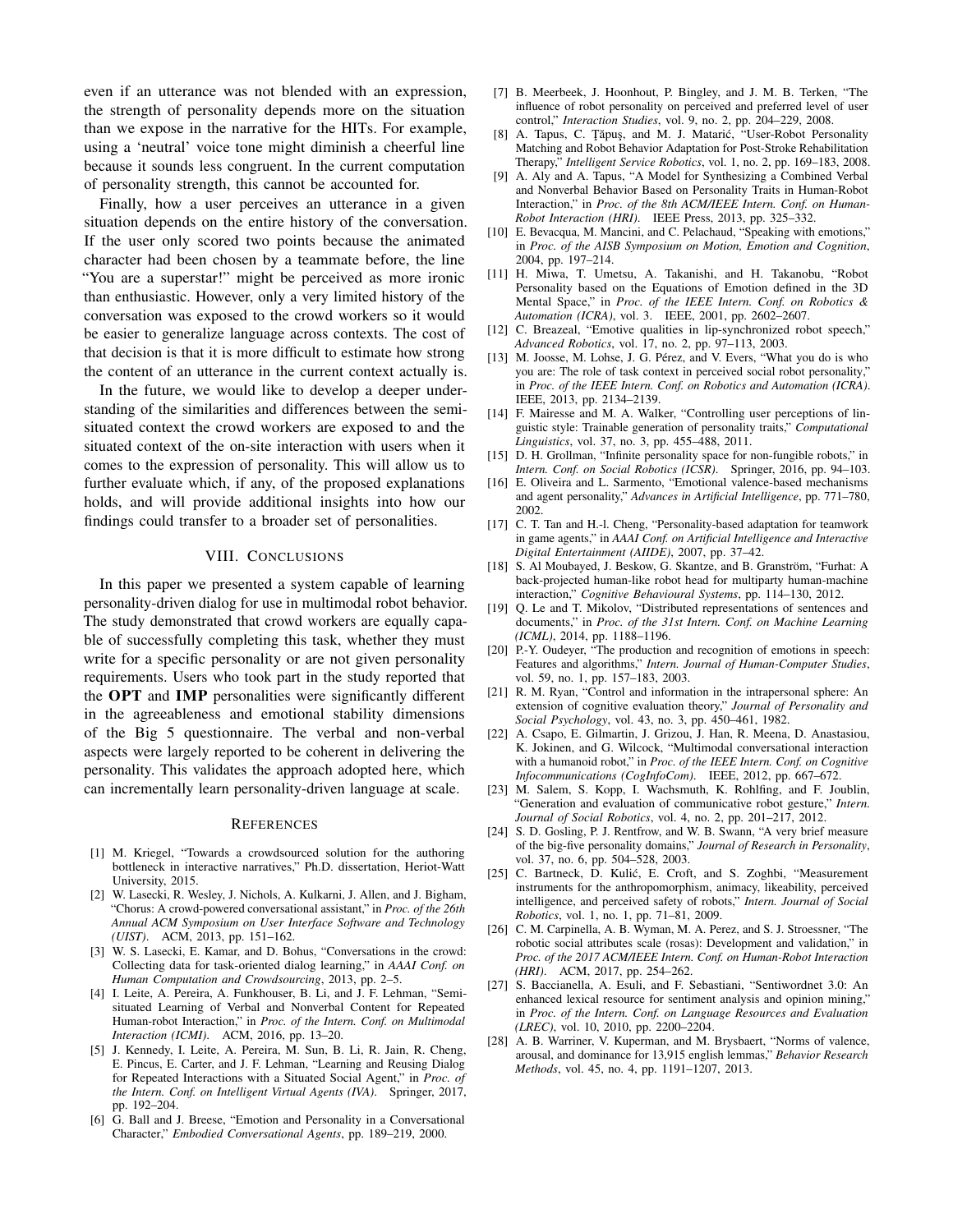even if an utterance was not blended with an expression, the strength of personality depends more on the situation than we expose in the narrative for the HITs. For example, using a 'neutral' voice tone might diminish a cheerful line because it sounds less congruent. In the current computation of personality strength, this cannot be accounted for.

Finally, how a user perceives an utterance in a given situation depends on the entire history of the conversation. If the user only scored two points because the animated character had been chosen by a teammate before, the line "You are a superstar!" might be perceived as more ironic than enthusiastic. However, only a very limited history of the conversation was exposed to the crowd workers so it would be easier to generalize language across contexts. The cost of that decision is that it is more difficult to estimate how strong the content of an utterance in the current context actually is.

In the future, we would like to develop a deeper understanding of the similarities and differences between the semi-situated context the crowd workers are exposed to and the situated context of the on-site interaction with users when it comes to the expression of personality. This will allow us to further evaluate which, if any, of the proposed explanations holds, and will provide additional insights into how our findings could transfer to a broader set of personalities.

## VIII. Conclusions

In this paper we presented a system capable of learning personality-driven dialog for use in multimodal robot behavior. The study demonstrated that crowd workers are equally capable of successfully completing this task, whether they must write for a specific personality or are not given personality requirements. Users who took part in the study reported that the **OPT** and **IMP** personalities were significantly different in the agreeableness and emotional stability dimensions of the Big 5 questionnaire. The verbal and non-verbal aspects were largely reported to be coherent in delivering the personality. This validates the approach adopted here, which can incrementally learn personality-driven language at scale.

## References

[1] M. Kriegel, "Towards a crowdsourced solution for the authoring bottleneck in interactive narratives," Ph.D. dissertation, Heriot-Watt University, 2015.

[2] W. Lasecki, R. Wesley, J. Nichols, A. Kulkarni, J. Allen, and J. Bigham, "Chorus: A crowd-powered conversational assistant," in *Proc. of the 26th Annual ACM Symposium on User Interface Software and Technology (UIST)*. ACM, 2013, pp. 151–162.

[3] W. S. Lasecki, E. Kamar, and D. Bohus, "Conversations in the crowd: Collecting data for task-oriented dialog learning," in *AAAI Conf. on Human Computation and Crowdsourcing*, 2013, pp. 2–5.

[4] I. Leite, A. Pereira, A. Funkhouser, B. Li, and J. F. Lehman, "Semi-situated Learning of Verbal and Nonverbal Content for Repeated Human-robot Interaction," in *Proc. of the Intern. Conf. on Multimodal Interaction (ICMI)*. ACM, 2016, pp. 13–20.

[5] J. Kennedy, I. Leite, A. Pereira, M. Sun, B. Li, R. Jain, R. Cheng, E. Pincus, E. Carter, and J. F. Lehman, "Learning and Reusing Dialog for Repeated Interactions with a Situated Social Agent," in *Proc. of the Intern. Conf. on Intelligent Virtual Agents (IVA)*. Springer, 2017, pp. 192–204.

[6] G. Ball and J. Breese, "Emotion and Personality in a Conversational Character," *Embodied Conversational Agents*, pp. 189–219, 2000.

[7] B. Meerbeek, J. Hoonhout, P. Bingley, and J. M. B. Terken, "The influence of robot personality on perceived and preferred level of user control," *Interaction Studies*, vol. 9, no. 2, pp. 204–229, 2008.

[8] A. Tapus, C. Ţăpuş, and M. J. Matarić, "User-Robot Personality Matching and Robot Behavior Adaptation for Post-Stroke Rehabilitation Therapy," *Intelligent Service Robotics*, vol. 1, no. 2, pp. 169–183, 2008.

[9] A. Aly and A. Tapus, "A Model for Synthesizing a Combined Verbal and Nonverbal Behavior Based on Personality Traits in Human-Robot Interaction," in *Proc. of the 8th ACM/IEEE Intern. Conf. on Human-Robot Interaction (HRI)*. IEEE Press, 2013, pp. 325–332.

[10] E. Bevacqua, M. Mancini, and C. Pelachaud, "Speaking with emotions," in *Proc. of the AISB Symposium on Motion, Emotion and Cognition*, 2004, pp. 197–214.

[11] H. Miwa, T. Umetsu, A. Takanishi, and H. Takanobu, "Robot Personality based on the Equations of Emotion defined in the 3D Mental Space," in *Proc. of the IEEE Intern. Conf. on Robotics & Automation (ICRA)*, vol. 3. IEEE, 2001, pp. 2602–2607.

[12] C. Breazeal, "Emotive qualities in lip-synchronized robot speech," *Advanced Robotics*, vol. 17, no. 2, pp. 97–113, 2003.

[13] M. Joosse, M. Lohse, J. G. Pérez, and V. Evers, "What you do is who you are: The role of task context in perceived social robot personality," in *Proc. of the IEEE Intern. Conf. on Robotics and Automation (ICRA)*. IEEE, 2013, pp. 2134–2139.

[14] F. Mairesse and M. A. Walker, "Controlling user perceptions of linguistic style: Trainable generation of personality traits," *Computational Linguistics*, vol. 37, no. 3, pp. 455–488, 2011.

[15] D. H. Grollman, "Infinite personality space for non-fungible robots," in *Intern. Conf. on Social Robotics (ICSR)*. Springer, 2016, pp. 94–103.

[16] E. Oliveira and L. Sarmento, "Emotional valence-based mechanisms and agent personality," *Advances in Artificial Intelligence*, pp. 771–780, 2002.

[17] C. T. Tan and H.-l. Cheng, "Personality-based adaptation for teamwork in game agents," in *AAAI Conf. on Artificial Intelligence and Interactive Digital Entertainment (AIIDE)*, 2007, pp. 37–42.

[18] S. Al Moubayed, J. Beskow, G. Skantze, and B. Granström, "Furhat: A back-projected human-like robot head for multiparty human-machine interaction," *Cognitive Behavioural Systems*, pp. 114–130, 2012.

[19] Q. Le and T. Mikolov, "Distributed representations of sentences and documents," in *Proc. of the 31st Intern. Conf. on Machine Learning (ICML)*, 2014, pp. 1188–1196.

[20] P.-Y. Oudeyer, "The production and recognition of emotions in speech: Features and algorithms," *Intern. Journal of Human-Computer Studies*, vol. 59, no. 1, pp. 157–183, 2003.

[21] R. M. Ryan, "Control and information in the intrapersonal sphere: An extension of cognitive evaluation theory," *Journal of Personality and Social Psychology*, vol. 43, no. 3, pp. 450–461, 1982.

[22] A. Csapo, E. Gilmartin, J. Grizou, J. Han, R. Meena, D. Anastasiou, K. Jokinen, and G. Wilcock, "Multimodal conversational interaction with a humanoid robot," in *Proc. of the IEEE Intern. Conf. on Cognitive Infocommunications (CogInfoCom)*. IEEE, 2012, pp. 667–672.

[23] M. Salem, S. Kopp, I. Wachsmuth, K. Rohlfing, and F. Joublin, "Generation and evaluation of communicative robot gesture," *Intern. Journal of Social Robotics*, vol. 4, no. 2, pp. 201–217, 2012.

[24] S. D. Gosling, P. J. Rentfrow, and W. B. Swann, "A very brief measure of the big-five personality domains," *Journal of Research in Personality*, vol. 37, no. 6, pp. 504–528, 2003.

[25] C. Bartneck, D. Kulić, E. Croft, and S. Zoghbi, "Measurement instruments for the anthropomorphism, animacy, likeability, perceived intelligence, and perceived safety of robots," *Intern. Journal of Social Robotics*, vol. 1, no. 1, pp. 71–81, 2009.

[26] C. M. Carpinella, A. B. Wyman, M. A. Perez, and S. J. Stroessner, "The robotic social attributes scale (rosas): Development and validation," in *Proc. of the 2017 ACM/IEEE Intern. Conf. on Human-Robot Interaction (HRI)*. ACM, 2017, pp. 254–262.

[27] S. Baccianella, A. Esuli, and F. Sebastiani, "Sentiwordnet 3.0: An enhanced lexical resource for sentiment analysis and opinion mining," in *Proc. of the Intern. Conf. on Language Resources and Evaluation (LREC)*, vol. 10, 2010, pp. 2200–2204.

[28] A. B. Warriner, V. Kuperman, and M. Brysbaert, "Norms of valence, arousal, and dominance for 13,915 english lemmas," *Behavior Research Methods*, vol. 45, no. 4, pp. 1191–1207, 2013.